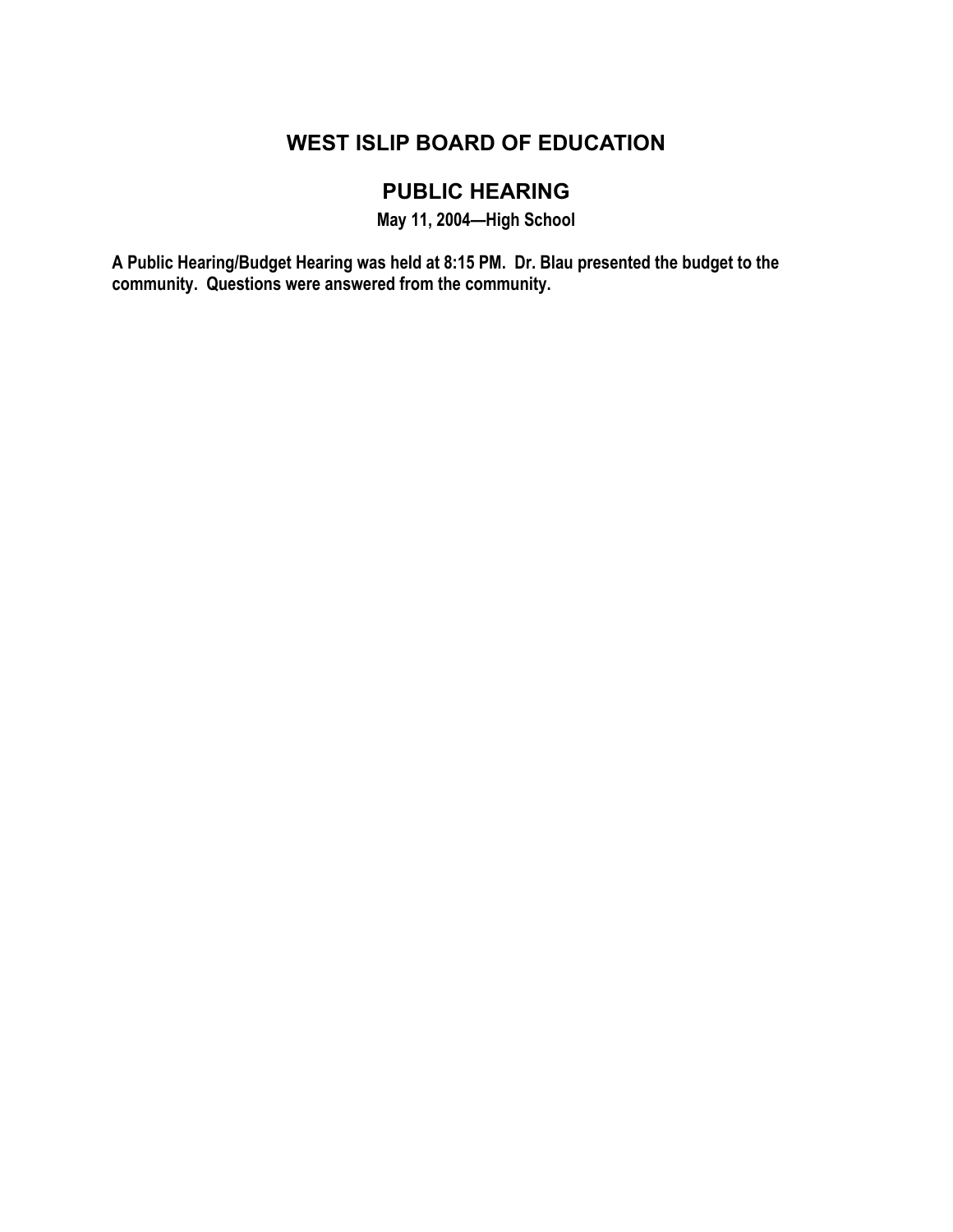# WEST ISLIP BOARD OF EDUCATION

## PUBLIC HEARING

### May 11, 2004—High School

**A Public Hearing/Budget Hearing was held at 8:15 PM.  Dr. Blau presented the budget to the community.  Questions were answered from the community.**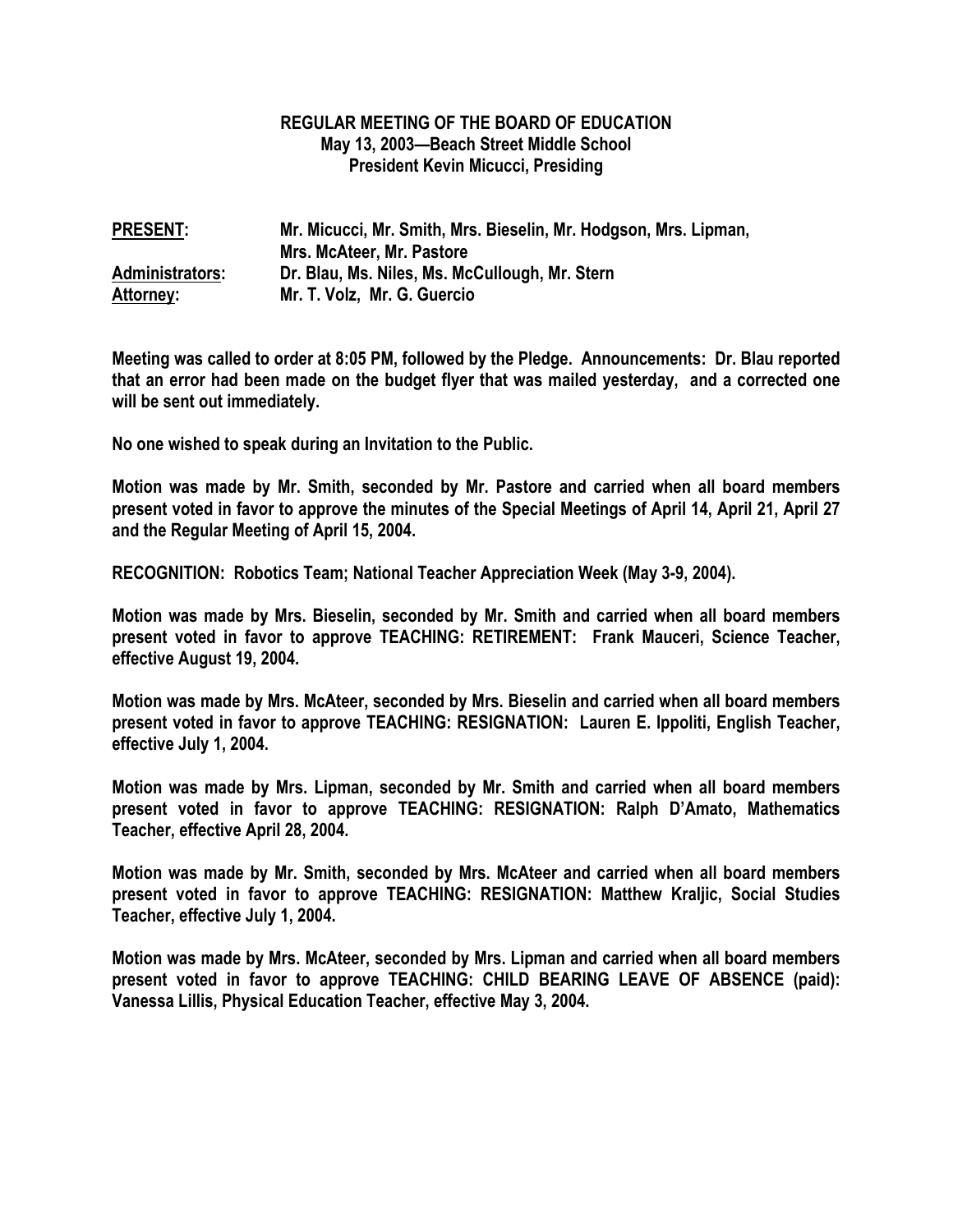**REGULAR MEETING OF THE BOARD OF EDUCATION**
**May 13, 2003—Beach Street Middle School**
**President Kevin Micucci, Presiding**

| | |
|---|---|
| **PRESENT:** | **Mr. Micucci, Mr. Smith, Mrs. Bieselin, Mr. Hodgson, Mrs. Lipman, Mrs. McAteer, Mr. Pastore** |
| **Administrators:** | **Dr. Blau, Ms. Niles, Ms. McCullough, Mr. Stern** |
| **Attorney:** | **Mr. T. Volz, Mr. G. Guercio** |

**Meeting was called to order at 8:05 PM, followed by the Pledge. Announcements: Dr. Blau reported that an error had been made on the budget flyer that was mailed yesterday, and a corrected one will be sent out immediately.**

**No one wished to speak during an Invitation to the Public.**

**Motion was made by Mr. Smith, seconded by Mr. Pastore and carried when all board members present voted in favor to approve the minutes of the Special Meetings of April 14, April 21, April 27 and the Regular Meeting of April 15, 2004.**

**RECOGNITION: Robotics Team; National Teacher Appreciation Week (May 3-9, 2004).**

**Motion was made by Mrs. Bieselin, seconded by Mr. Smith and carried when all board members present voted in favor to approve TEACHING: RETIREMENT: Frank Mauceri, Science Teacher, effective August 19, 2004.**

**Motion was made by Mrs. McAteer, seconded by Mrs. Bieselin and carried when all board members present voted in favor to approve TEACHING: RESIGNATION: Lauren E. Ippoliti, English Teacher, effective July 1, 2004.**

**Motion was made by Mrs. Lipman, seconded by Mr. Smith and carried when all board members present voted in favor to approve TEACHING: RESIGNATION: Ralph D'Amato, Mathematics Teacher, effective April 28, 2004.**

**Motion was made by Mr. Smith, seconded by Mrs. McAteer and carried when all board members present voted in favor to approve TEACHING: RESIGNATION: Matthew Kraljic, Social Studies Teacher, effective July 1, 2004.**

**Motion was made by Mrs. McAteer, seconded by Mrs. Lipman and carried when all board members present voted in favor to approve TEACHING: CHILD BEARING LEAVE OF ABSENCE (paid): Vanessa Lillis, Physical Education Teacher, effective May 3, 2004.**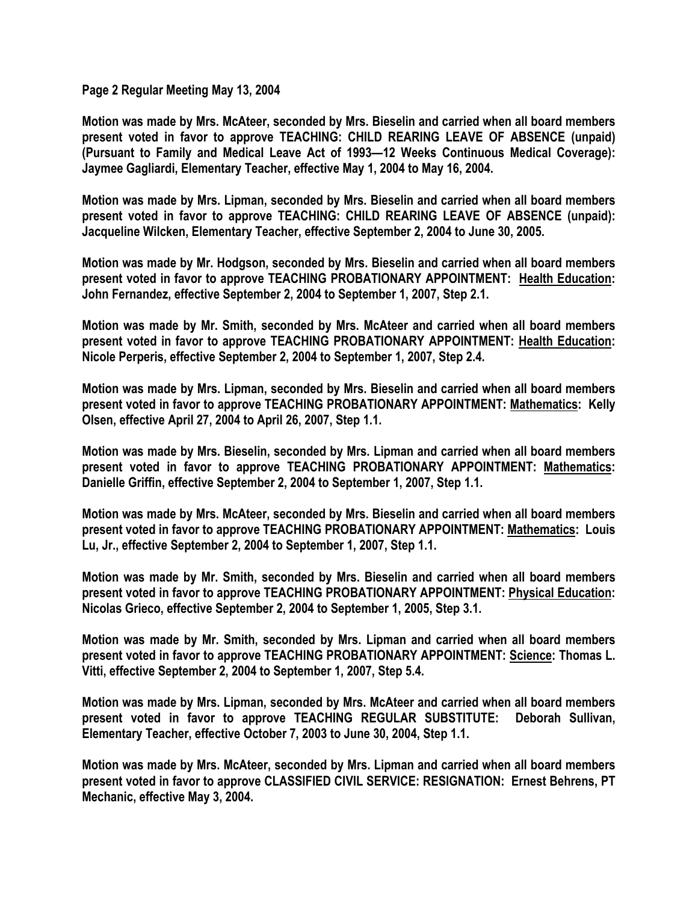**Page 2 Regular Meeting May 13, 2004**

**Motion was made by Mrs. McAteer, seconded by Mrs. Bieselin and carried when all board members present voted in favor to approve TEACHING: CHILD REARING LEAVE OF ABSENCE (unpaid) (Pursuant to Family and Medical Leave Act of 1993—12 Weeks Continuous Medical Coverage): Jaymee Gagliardi, Elementary Teacher, effective May 1, 2004 to May 16, 2004.**

**Motion was made by Mrs. Lipman, seconded by Mrs. Bieselin and carried when all board members present voted in favor to approve TEACHING: CHILD REARING LEAVE OF ABSENCE (unpaid): Jacqueline Wilcken, Elementary Teacher, effective September 2, 2004 to June 30, 2005.**

**Motion was made by Mr. Hodgson, seconded by Mrs. Bieselin and carried when all board members present voted in favor to approve TEACHING PROBATIONARY APPOINTMENT: <u>Health Education</u>: John Fernandez, effective September 2, 2004 to September 1, 2007, Step 2.1.**

**Motion was made by Mr. Smith, seconded by Mrs. McAteer and carried when all board members present voted in favor to approve TEACHING PROBATIONARY APPOINTMENT: <u>Health Education</u>: Nicole Perperis, effective September 2, 2004 to September 1, 2007, Step 2.4.**

**Motion was made by Mrs. Lipman, seconded by Mrs. Bieselin and carried when all board members present voted in favor to approve TEACHING PROBATIONARY APPOINTMENT: <u>Mathematics</u>: Kelly Olsen, effective April 27, 2004 to April 26, 2007, Step 1.1.**

**Motion was made by Mrs. Bieselin, seconded by Mrs. Lipman and carried when all board members present voted in favor to approve TEACHING PROBATIONARY APPOINTMENT: <u>Mathematics</u>: Danielle Griffin, effective September 2, 2004 to September 1, 2007, Step 1.1.**

**Motion was made by Mrs. McAteer, seconded by Mrs. Bieselin and carried when all board members present voted in favor to approve TEACHING PROBATIONARY APPOINTMENT: <u>Mathematics</u>: Louis Lu, Jr., effective September 2, 2004 to September 1, 2007, Step 1.1.**

**Motion was made by Mr. Smith, seconded by Mrs. Bieselin and carried when all board members present voted in favor to approve TEACHING PROBATIONARY APPOINTMENT: <u>Physical Education</u>: Nicolas Grieco, effective September 2, 2004 to September 1, 2005, Step 3.1.**

**Motion was made by Mr. Smith, seconded by Mrs. Lipman and carried when all board members present voted in favor to approve TEACHING PROBATIONARY APPOINTMENT: <u>Science</u>: Thomas L. Vitti, effective September 2, 2004 to September 1, 2007, Step 5.4.**

**Motion was made by Mrs. Lipman, seconded by Mrs. McAteer and carried when all board members present voted in favor to approve TEACHING REGULAR SUBSTITUTE: Deborah Sullivan, Elementary Teacher, effective October 7, 2003 to June 30, 2004, Step 1.1.**

**Motion was made by Mrs. McAteer, seconded by Mrs. Lipman and carried when all board members present voted in favor to approve CLASSIFIED CIVIL SERVICE: RESIGNATION: Ernest Behrens, PT Mechanic, effective May 3, 2004.**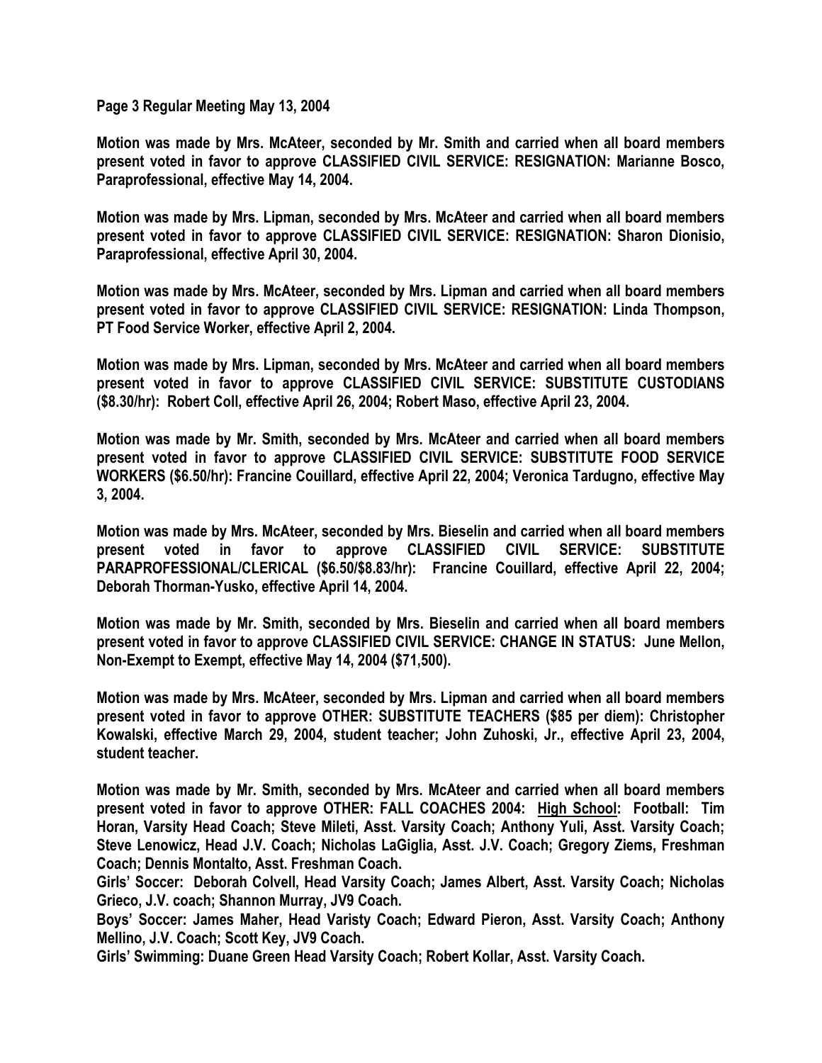**Page 3 Regular Meeting May 13, 2004**

**Motion was made by Mrs. McAteer, seconded by Mr. Smith and carried when all board members present voted in favor to approve CLASSIFIED CIVIL SERVICE: RESIGNATION: Marianne Bosco, Paraprofessional, effective May 14, 2004.**

**Motion was made by Mrs. Lipman, seconded by Mrs. McAteer and carried when all board members present voted in favor to approve CLASSIFIED CIVIL SERVICE: RESIGNATION: Sharon Dionisio, Paraprofessional, effective April 30, 2004.**

**Motion was made by Mrs. McAteer, seconded by Mrs. Lipman and carried when all board members present voted in favor to approve CLASSIFIED CIVIL SERVICE: RESIGNATION: Linda Thompson, PT Food Service Worker, effective April 2, 2004.**

**Motion was made by Mrs. Lipman, seconded by Mrs. McAteer and carried when all board members present voted in favor to approve CLASSIFIED CIVIL SERVICE: SUBSTITUTE CUSTODIANS ($8.30/hr): Robert Coll, effective April 26, 2004; Robert Maso, effective April 23, 2004.**

**Motion was made by Mr. Smith, seconded by Mrs. McAteer and carried when all board members present voted in favor to approve CLASSIFIED CIVIL SERVICE: SUBSTITUTE FOOD SERVICE WORKERS ($6.50/hr): Francine Couillard, effective April 22, 2004; Veronica Tardugno, effective May 3, 2004.**

**Motion was made by Mrs. McAteer, seconded by Mrs. Bieselin and carried when all board members present voted in favor to approve CLASSIFIED CIVIL SERVICE: SUBSTITUTE PARAPROFESSIONAL/CLERICAL ($6.50/$8.83/hr): Francine Couillard, effective April 22, 2004; Deborah Thorman-Yusko, effective April 14, 2004.**

**Motion was made by Mr. Smith, seconded by Mrs. Bieselin and carried when all board members present voted in favor to approve CLASSIFIED CIVIL SERVICE: CHANGE IN STATUS: June Mellon, Non-Exempt to Exempt, effective May 14, 2004 ($71,500).**

**Motion was made by Mrs. McAteer, seconded by Mrs. Lipman and carried when all board members present voted in favor to approve OTHER: SUBSTITUTE TEACHERS ($85 per diem): Christopher Kowalski, effective March 29, 2004, student teacher; John Zuhoski, Jr., effective April 23, 2004, student teacher.**

**Motion was made by Mr. Smith, seconded by Mrs. McAteer and carried when all board members present voted in favor to approve OTHER: FALL COACHES 2004: <u>High School</u>: Football: Tim Horan, Varsity Head Coach; Steve Mileti, Asst. Varsity Coach; Anthony Yuli, Asst. Varsity Coach; Steve Lenowicz, Head J.V. Coach; Nicholas LaGiglia, Asst. J.V. Coach; Gregory Ziems, Freshman Coach; Dennis Montalto, Asst. Freshman Coach.**

**Girls' Soccer: Deborah Colvell, Head Varsity Coach; James Albert, Asst. Varsity Coach; Nicholas Grieco, J.V. coach; Shannon Murray, JV9 Coach.**

**Boys' Soccer: James Maher, Head Varisty Coach; Edward Pieron, Asst. Varsity Coach; Anthony Mellino, J.V. Coach; Scott Key, JV9 Coach.**

**Girls' Swimming: Duane Green Head Varsity Coach; Robert Kollar, Asst. Varsity Coach.**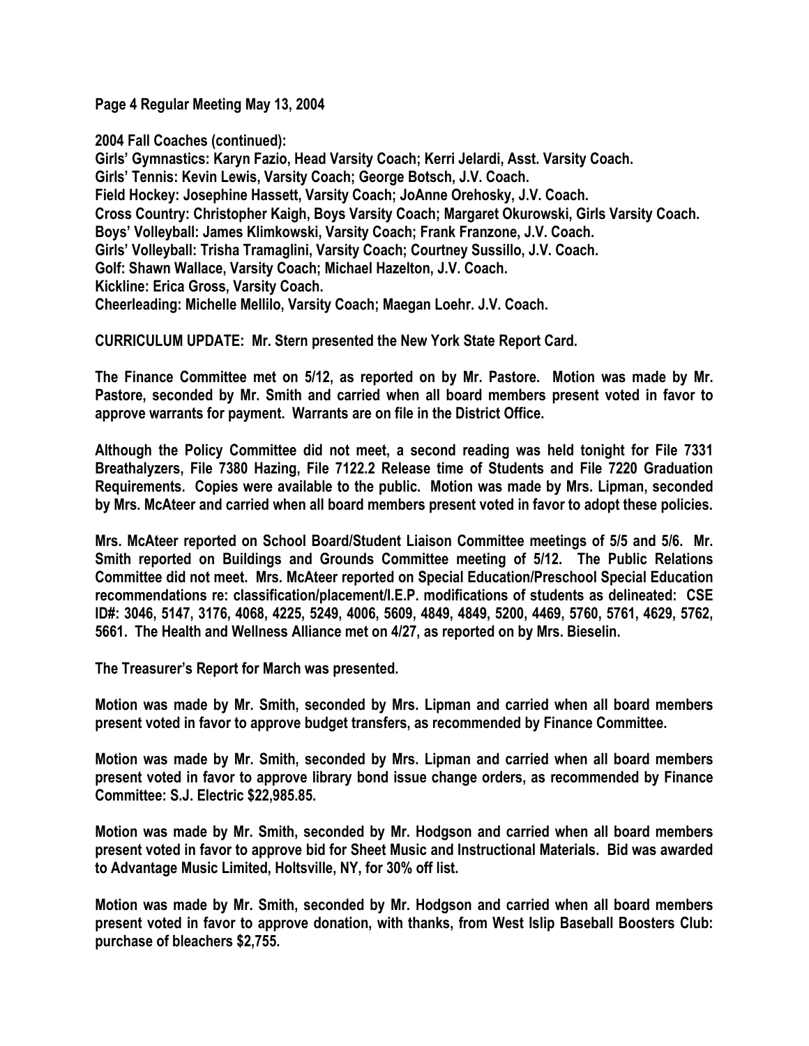**Page 4 Regular Meeting May 13, 2004**

**2004 Fall Coaches (continued):**
**Girls' Gymnastics: Karyn Fazio, Head Varsity Coach; Kerri Jelardi, Asst. Varsity Coach.**
**Girls' Tennis: Kevin Lewis, Varsity Coach; George Botsch, J.V. Coach.**
**Field Hockey: Josephine Hassett, Varsity Coach; JoAnne Orehosky, J.V. Coach.**
**Cross Country: Christopher Kaigh, Boys Varsity Coach; Margaret Okurowski, Girls Varsity Coach.**
**Boys' Volleyball: James Klimkowski, Varsity Coach; Frank Franzone, J.V. Coach.**
**Girls' Volleyball: Trisha Tramaglini, Varsity Coach; Courtney Sussillo, J.V. Coach.**
**Golf: Shawn Wallace, Varsity Coach; Michael Hazelton, J.V. Coach.**
**Kickline: Erica Gross, Varsity Coach.**
**Cheerleading: Michelle Mellilo, Varsity Coach; Maegan Loehr. J.V. Coach.**

**CURRICULUM UPDATE: Mr. Stern presented the New York State Report Card.**

**The Finance Committee met on 5/12, as reported on by Mr. Pastore. Motion was made by Mr. Pastore, seconded by Mr. Smith and carried when all board members present voted in favor to approve warrants for payment. Warrants are on file in the District Office.**

**Although the Policy Committee did not meet, a second reading was held tonight for File 7331 Breathalyzers, File 7380 Hazing, File 7122.2 Release time of Students and File 7220 Graduation Requirements. Copies were available to the public. Motion was made by Mrs. Lipman, seconded by Mrs. McAteer and carried when all board members present voted in favor to adopt these policies.**

**Mrs. McAteer reported on School Board/Student Liaison Committee meetings of 5/5 and 5/6. Mr. Smith reported on Buildings and Grounds Committee meeting of 5/12. The Public Relations Committee did not meet. Mrs. McAteer reported on Special Education/Preschool Special Education recommendations re: classification/placement/I.E.P. modifications of students as delineated: CSE ID#: 3046, 5147, 3176, 4068, 4225, 5249, 4006, 5609, 4849, 4849, 5200, 4469, 5760, 5761, 4629, 5762, 5661. The Health and Wellness Alliance met on 4/27, as reported on by Mrs. Bieselin.**

**The Treasurer's Report for March was presented.**

**Motion was made by Mr. Smith, seconded by Mrs. Lipman and carried when all board members present voted in favor to approve budget transfers, as recommended by Finance Committee.**

**Motion was made by Mr. Smith, seconded by Mrs. Lipman and carried when all board members present voted in favor to approve library bond issue change orders, as recommended by Finance Committee: S.J. Electric $22,985.85.**

**Motion was made by Mr. Smith, seconded by Mr. Hodgson and carried when all board members present voted in favor to approve bid for Sheet Music and Instructional Materials. Bid was awarded to Advantage Music Limited, Holtsville, NY, for 30% off list.**

**Motion was made by Mr. Smith, seconded by Mr. Hodgson and carried when all board members present voted in favor to approve donation, with thanks, from West Islip Baseball Boosters Club: purchase of bleachers $2,755.**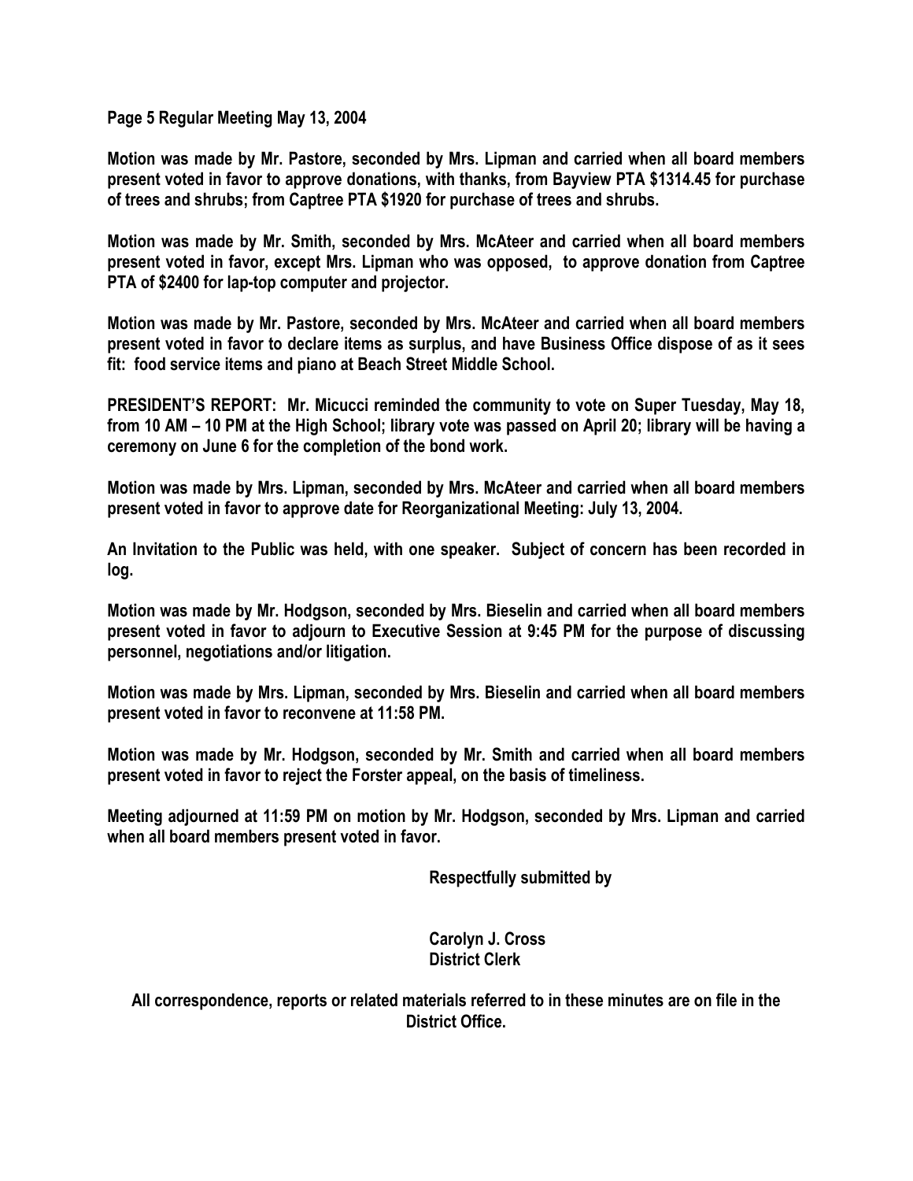Page 5 Regular Meeting May 13, 2004

**Motion was made by Mr. Pastore, seconded by Mrs. Lipman and carried when all board members present voted in favor to approve donations, with thanks, from Bayview PTA $1314.45 for purchase of trees and shrubs; from Captree PTA $1920 for purchase of trees and shrubs.**

**Motion was made by Mr. Smith, seconded by Mrs. McAteer and carried when all board members present voted in favor, except Mrs. Lipman who was opposed, to approve donation from Captree PTA of $2400 for lap-top computer and projector.**

**Motion was made by Mr. Pastore, seconded by Mrs. McAteer and carried when all board members present voted in favor to declare items as surplus, and have Business Office dispose of as it sees fit: food service items and piano at Beach Street Middle School.**

**PRESIDENT'S REPORT: Mr. Micucci reminded the community to vote on Super Tuesday, May 18, from 10 AM – 10 PM at the High School; library vote was passed on April 20; library will be having a ceremony on June 6 for the completion of the bond work.**

**Motion was made by Mrs. Lipman, seconded by Mrs. McAteer and carried when all board members present voted in favor to approve date for Reorganizational Meeting: July 13, 2004.**

**An Invitation to the Public was held, with one speaker. Subject of concern has been recorded in log.**

**Motion was made by Mr. Hodgson, seconded by Mrs. Bieselin and carried when all board members present voted in favor to adjourn to Executive Session at 9:45 PM for the purpose of discussing personnel, negotiations and/or litigation.**

**Motion was made by Mrs. Lipman, seconded by Mrs. Bieselin and carried when all board members present voted in favor to reconvene at 11:58 PM.**

**Motion was made by Mr. Hodgson, seconded by Mr. Smith and carried when all board members present voted in favor to reject the Forster appeal, on the basis of timeliness.**

**Meeting adjourned at 11:59 PM on motion by Mr. Hodgson, seconded by Mrs. Lipman and carried when all board members present voted in favor.**

**Respectfully submitted by**

**Carolyn J. Cross**
**District Clerk**

**All correspondence, reports or related materials referred to in these minutes are on file in the District Office.**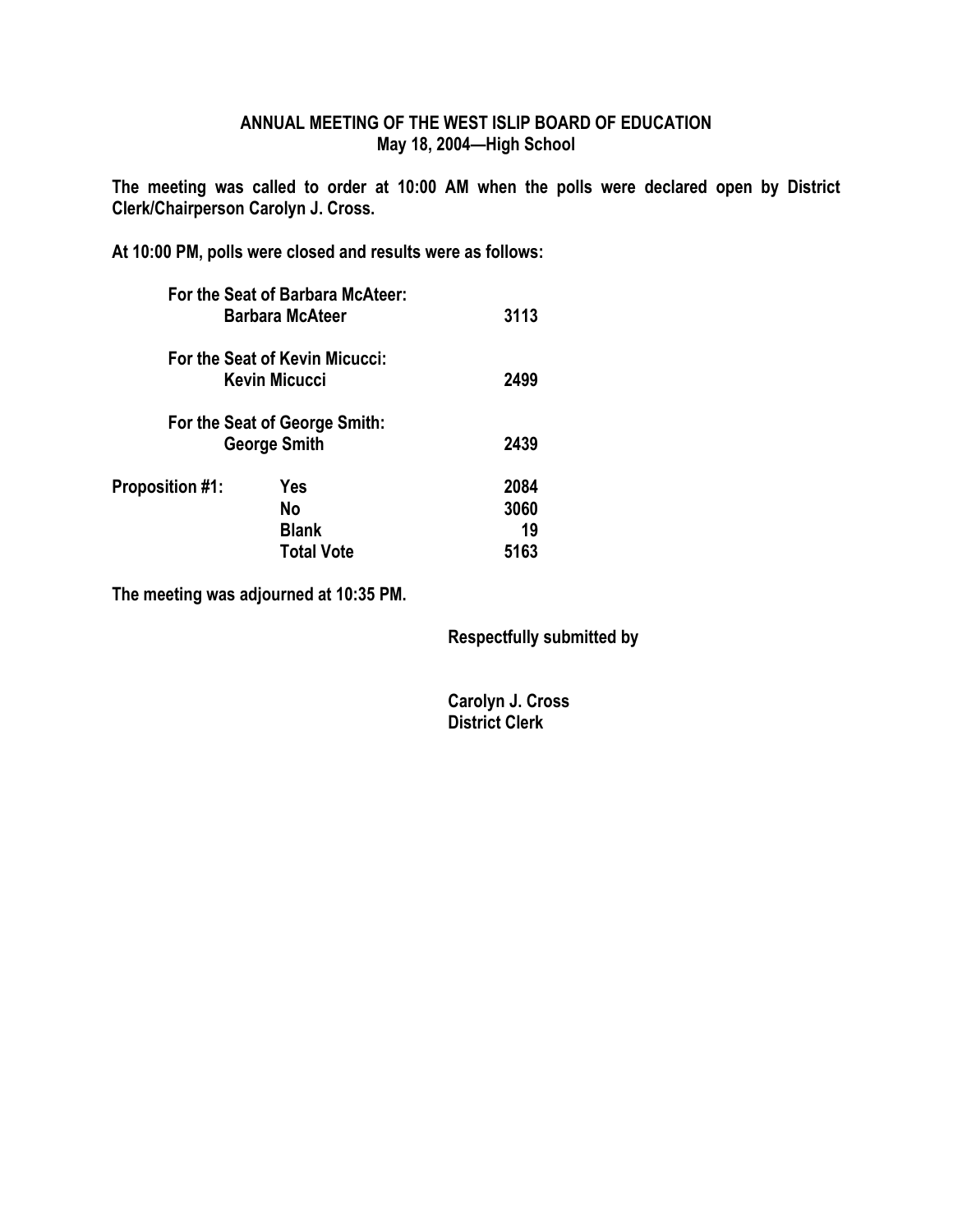**ANNUAL MEETING OF THE WEST ISLIP BOARD OF EDUCATION**
**May 18, 2004—High School**

**The meeting was called to order at 10:00 AM when the polls were declared open by District Clerk/Chairperson Carolyn J. Cross.**

**At 10:00 PM, polls were closed and results were as follows:**

| | | |
|---|---|---|
| **For the Seat of Barbara McAteer:** | | |
| | **Barbara McAteer** | **3113** |
| **For the Seat of Kevin Micucci:** | | |
| | **Kevin Micucci** | **2499** |
| **For the Seat of George Smith:** | | |
| | **George Smith** | **2439** |
| **Proposition #1:** | **Yes** | **2084** |
| | **No** | **3060** |
| | **Blank** | **19** |
| | **Total Vote** | **5163** |

**The meeting was adjourned at 10:35 PM.**

**Respectfully submitted by**

**Carolyn J. Cross**
**District Clerk**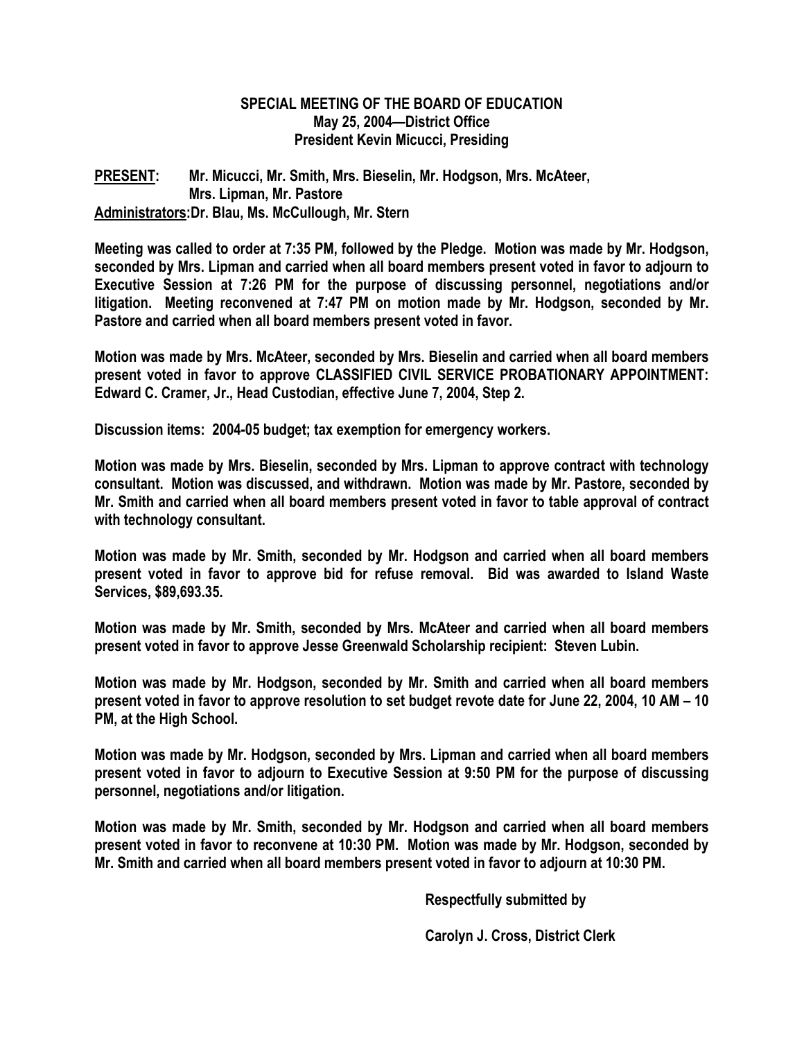**SPECIAL MEETING OF THE BOARD OF EDUCATION**
**May 25, 2004—District Office**
**President Kevin Micucci, Presiding**

**PRESENT:** Mr. Micucci, Mr. Smith, Mrs. Bieselin, Mr. Hodgson, Mrs. McAteer, Mrs. Lipman, Mr. Pastore
**Administrators:** Dr. Blau, Ms. McCullough, Mr. Stern

Meeting was called to order at 7:35 PM, followed by the Pledge. Motion was made by Mr. Hodgson, seconded by Mrs. Lipman and carried when all board members present voted in favor to adjourn to Executive Session at 7:26 PM for the purpose of discussing personnel, negotiations and/or litigation. Meeting reconvened at 7:47 PM on motion made by Mr. Hodgson, seconded by Mr. Pastore and carried when all board members present voted in favor.

Motion was made by Mrs. McAteer, seconded by Mrs. Bieselin and carried when all board members present voted in favor to approve CLASSIFIED CIVIL SERVICE PROBATIONARY APPOINTMENT: Edward C. Cramer, Jr., Head Custodian, effective June 7, 2004, Step 2.

Discussion items: 2004-05 budget; tax exemption for emergency workers.

Motion was made by Mrs. Bieselin, seconded by Mrs. Lipman to approve contract with technology consultant. Motion was discussed, and withdrawn. Motion was made by Mr. Pastore, seconded by Mr. Smith and carried when all board members present voted in favor to table approval of contract with technology consultant.

Motion was made by Mr. Smith, seconded by Mr. Hodgson and carried when all board members present voted in favor to approve bid for refuse removal. Bid was awarded to Island Waste Services, $89,693.35.

Motion was made by Mr. Smith, seconded by Mrs. McAteer and carried when all board members present voted in favor to approve Jesse Greenwald Scholarship recipient: Steven Lubin.

Motion was made by Mr. Hodgson, seconded by Mr. Smith and carried when all board members present voted in favor to approve resolution to set budget revote date for June 22, 2004, 10 AM – 10 PM, at the High School.

Motion was made by Mr. Hodgson, seconded by Mrs. Lipman and carried when all board members present voted in favor to adjourn to Executive Session at 9:50 PM for the purpose of discussing personnel, negotiations and/or litigation.

Motion was made by Mr. Smith, seconded by Mr. Hodgson and carried when all board members present voted in favor to reconvene at 10:30 PM. Motion was made by Mr. Hodgson, seconded by Mr. Smith and carried when all board members present voted in favor to adjourn at 10:30 PM.

Respectfully submitted by

Carolyn J. Cross, District Clerk